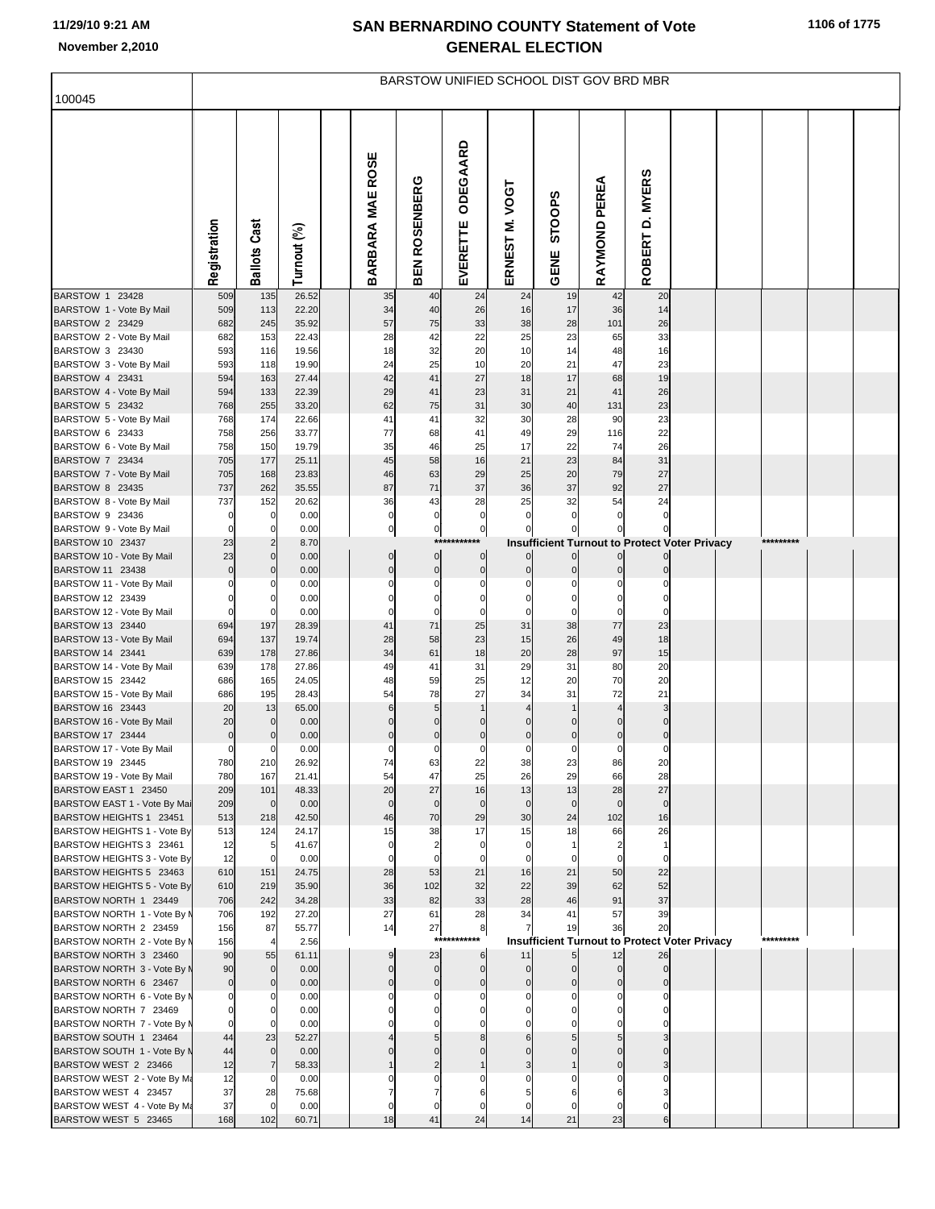# SAN BERNARDINO COUNTY Statement of Vote
# GENERAL ELECTION

November 2,2010

100045

BARSTOW UNIFIED SCHOOL DIST GOV BRD MBR

| | Registration | Ballots Cast | Turnout (%) | BARBARA MAE ROSE | BEN ROSENBERG | EVERETTE ODEGAARD | ERNEST M. VOGT | GENE STOOPS | RAYMOND PEREA | ROBERT D. MYERS |
|---|---|---|---|---|---|---|---|---|---|---|
| BARSTOW 1 23428 | 509 | 135 | 26.52 | 35 | 40 | 24 | 24 | 19 | 42 | 20 |
| BARSTOW 1 - Vote By Mail | 509 | 113 | 22.20 | 34 | 40 | 26 | 16 | 17 | 36 | 14 |
| BARSTOW 2 23429 | 682 | 245 | 35.92 | 57 | 75 | 33 | 38 | 28 | 101 | 26 |
| BARSTOW 2 - Vote By Mail | 682 | 153 | 22.43 | 28 | 42 | 22 | 25 | 23 | 65 | 33 |
| BARSTOW 3 23430 | 593 | 116 | 19.56 | 18 | 32 | 20 | 10 | 14 | 48 | 16 |
| BARSTOW 3 - Vote By Mail | 593 | 118 | 19.90 | 24 | 25 | 10 | 20 | 21 | 47 | 23 |
| BARSTOW 4 23431 | 594 | 163 | 27.44 | 42 | 41 | 27 | 18 | 17 | 68 | 19 |
| BARSTOW 4 - Vote By Mail | 594 | 133 | 22.39 | 29 | 41 | 23 | 31 | 21 | 41 | 26 |
| BARSTOW 5 23432 | 768 | 255 | 33.20 | 62 | 75 | 31 | 30 | 40 | 131 | 23 |
| BARSTOW 5 - Vote By Mail | 768 | 174 | 22.66 | 41 | 41 | 32 | 30 | 28 | 90 | 23 |
| BARSTOW 6 23433 | 758 | 256 | 33.77 | 77 | 68 | 41 | 49 | 29 | 116 | 22 |
| BARSTOW 6 - Vote By Mail | 758 | 150 | 19.79 | 35 | 46 | 25 | 17 | 22 | 74 | 26 |
| BARSTOW 7 23434 | 705 | 177 | 25.11 | 45 | 58 | 16 | 21 | 23 | 84 | 31 |
| BARSTOW 7 - Vote By Mail | 705 | 168 | 23.83 | 46 | 63 | 29 | 25 | 20 | 79 | 27 |
| BARSTOW 8 23435 | 737 | 262 | 35.55 | 87 | 71 | 37 | 36 | 37 | 92 | 27 |
| BARSTOW 8 - Vote By Mail | 737 | 152 | 20.62 | 36 | 43 | 28 | 25 | 32 | 54 | 24 |
| BARSTOW 9 23436 | 0 | 0 | 0.00 | 0 | 0 | 0 | 0 | 0 | 0 | 0 |
| BARSTOW 9 - Vote By Mail | 0 | 0 | 0.00 | 0 | 0 | 0 | 0 | 0 | 0 | 0 |
| BARSTOW 10 23437 | 23 | 2 | 8.70 | | | *********** | Insufficient Turnout to Protect Voter Privacy | | | ********* |
| BARSTOW 10 - Vote By Mail | 23 | 0 | 0.00 | 0 | 0 | 0 | 0 | 0 | 0 | 0 |
| BARSTOW 11 23438 | 0 | 0 | 0.00 | 0 | 0 | 0 | 0 | 0 | 0 | 0 |
| BARSTOW 11 - Vote By Mail | 0 | 0 | 0.00 | 0 | 0 | 0 | 0 | 0 | 0 | 0 |
| BARSTOW 12 23439 | 0 | 0 | 0.00 | 0 | 0 | 0 | 0 | 0 | 0 | 0 |
| BARSTOW 12 - Vote By Mail | 0 | 0 | 0.00 | 0 | 0 | 0 | 0 | 0 | 0 | 0 |
| BARSTOW 13 23440 | 694 | 197 | 28.39 | 41 | 71 | 25 | 31 | 38 | 77 | 23 |
| BARSTOW 13 - Vote By Mail | 694 | 137 | 19.74 | 28 | 58 | 23 | 15 | 26 | 49 | 18 |
| BARSTOW 14 23441 | 639 | 178 | 27.86 | 34 | 61 | 18 | 20 | 28 | 97 | 15 |
| BARSTOW 14 - Vote By Mail | 639 | 178 | 27.86 | 49 | 41 | 31 | 29 | 31 | 80 | 20 |
| BARSTOW 15 23442 | 686 | 165 | 24.05 | 48 | 59 | 25 | 12 | 20 | 70 | 20 |
| BARSTOW 15 - Vote By Mail | 686 | 195 | 28.43 | 54 | 78 | 27 | 34 | 31 | 72 | 21 |
| BARSTOW 16 23443 | 20 | 13 | 65.00 | 6 | 5 | 1 | 4 | 1 | 4 | 3 |
| BARSTOW 16 - Vote By Mail | 20 | 0 | 0.00 | 0 | 0 | 0 | 0 | 0 | 0 | 0 |
| BARSTOW 17 23444 | 0 | 0 | 0.00 | 0 | 0 | 0 | 0 | 0 | 0 | 0 |
| BARSTOW 17 - Vote By Mail | 0 | 0 | 0.00 | 0 | 0 | 0 | 0 | 0 | 0 | 0 |
| BARSTOW 19 23445 | 780 | 210 | 26.92 | 74 | 63 | 22 | 38 | 23 | 86 | 20 |
| BARSTOW 19 - Vote By Mail | 780 | 167 | 21.41 | 54 | 47 | 25 | 26 | 29 | 66 | 28 |
| BARSTOW EAST 1 23450 | 209 | 101 | 48.33 | 20 | 27 | 16 | 13 | 13 | 28 | 27 |
| BARSTOW EAST 1 - Vote By Mail | 209 | 0 | 0.00 | 0 | 0 | 0 | 0 | 0 | 0 | 0 |
| BARSTOW HEIGHTS 1 23451 | 513 | 218 | 42.50 | 46 | 70 | 29 | 30 | 24 | 102 | 16 |
| BARSTOW HEIGHTS 1 - Vote By | 513 | 124 | 24.17 | 15 | 38 | 17 | 15 | 18 | 66 | 26 |
| BARSTOW HEIGHTS 3 23461 | 12 | 5 | 41.67 | 0 | 2 | 0 | 0 | 1 | 2 | 1 |
| BARSTOW HEIGHTS 3 - Vote By | 12 | 0 | 0.00 | 0 | 0 | 0 | 0 | 0 | 0 | 0 |
| BARSTOW HEIGHTS 5 23463 | 610 | 151 | 24.75 | 28 | 53 | 21 | 16 | 21 | 50 | 22 |
| BARSTOW HEIGHTS 5 - Vote By | 610 | 219 | 35.90 | 36 | 102 | 32 | 22 | 39 | 62 | 52 |
| BARSTOW NORTH 1 23449 | 706 | 242 | 34.28 | 33 | 82 | 33 | 28 | 46 | 91 | 37 |
| BARSTOW NORTH 1 - Vote By M | 706 | 192 | 27.20 | 27 | 61 | 28 | 34 | 41 | 57 | 39 |
| BARSTOW NORTH 2 23459 | 156 | 87 | 55.77 | 14 | 27 | 8 | 7 | 19 | 36 | 20 |
| BARSTOW NORTH 2 - Vote By M | 156 | 4 | 2.56 | | | *********** | Insufficient Turnout to Protect Voter Privacy | | | ********* |
| BARSTOW NORTH 3 23460 | 90 | 55 | 61.11 | 9 | 23 | 6 | 11 | 5 | 12 | 26 |
| BARSTOW NORTH 3 - Vote By M | 90 | 0 | 0.00 | 0 | 0 | 0 | 0 | 0 | 0 | 0 |
| BARSTOW NORTH 6 23467 | 0 | 0 | 0.00 | 0 | 0 | 0 | 0 | 0 | 0 | 0 |
| BARSTOW NORTH 6 - Vote By M | 0 | 0 | 0.00 | 0 | 0 | 0 | 0 | 0 | 0 | 0 |
| BARSTOW NORTH 7 23469 | 0 | 0 | 0.00 | 0 | 0 | 0 | 0 | 0 | 0 | 0 |
| BARSTOW NORTH 7 - Vote By M | 0 | 0 | 0.00 | 0 | 0 | 0 | 0 | 0 | 0 | 0 |
| BARSTOW SOUTH 1 23464 | 44 | 23 | 52.27 | 4 | 5 | 8 | 6 | 5 | 5 | 3 |
| BARSTOW SOUTH 1 - Vote By M | 44 | 0 | 0.00 | 0 | 0 | 0 | 0 | 0 | 0 | 0 |
| BARSTOW WEST 2 23466 | 12 | 7 | 58.33 | 1 | 2 | 1 | 3 | 1 | 0 | 3 |
| BARSTOW WEST 2 - Vote By Ma | 12 | 0 | 0.00 | 0 | 0 | 0 | 0 | 0 | 0 | 0 |
| BARSTOW WEST 4 23457 | 37 | 28 | 75.68 | 7 | 7 | 6 | 5 | 6 | 6 | 3 |
| BARSTOW WEST 4 - Vote By Ma | 37 | 0 | 0.00 | 0 | 0 | 0 | 0 | 0 | 0 | 0 |
| BARSTOW WEST 5 23465 | 168 | 102 | 60.71 | 18 | 41 | 24 | 14 | 21 | 23 | 6 |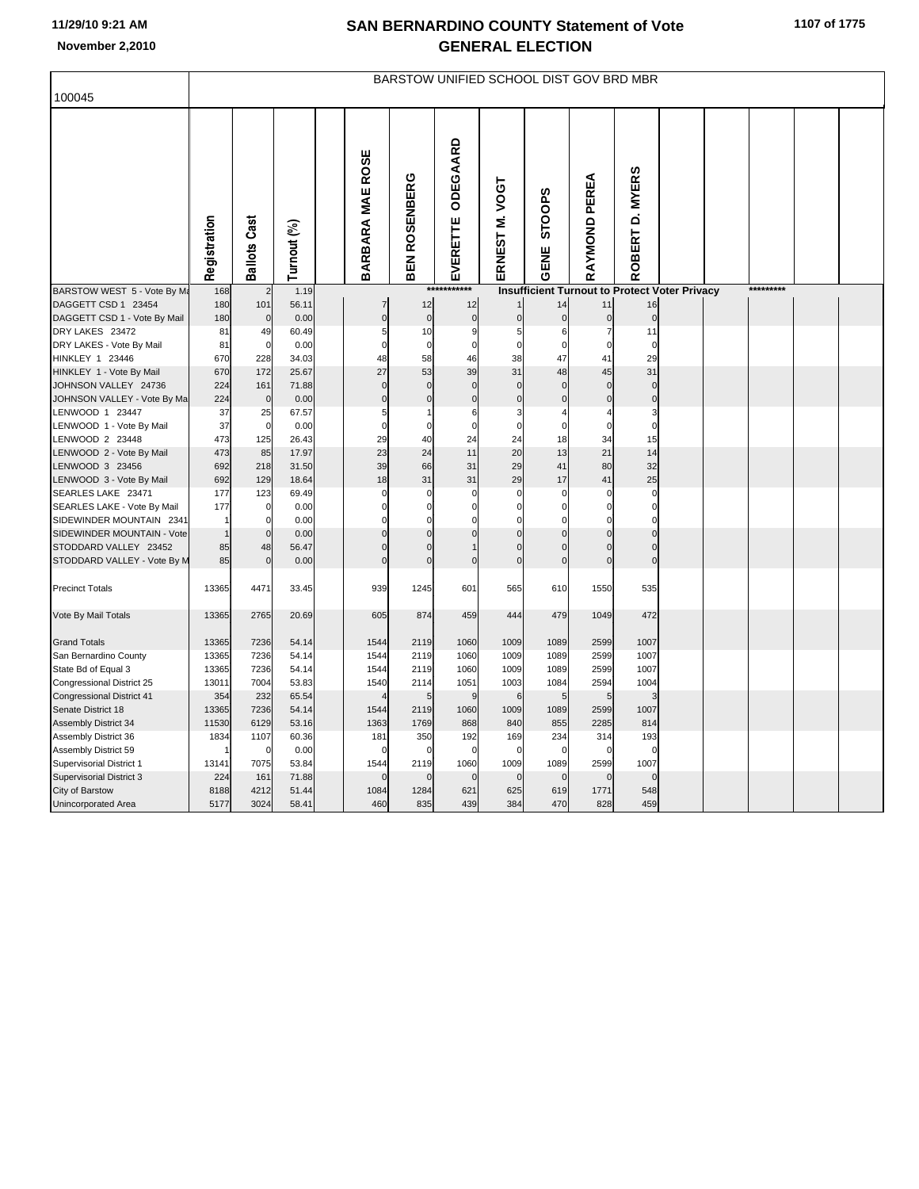# SAN BERNARDINO COUNTY Statement of Vote
## GENERAL ELECTION

11/29/10 9:21 AM

November 2,2010

BARSTOW UNIFIED SCHOOL DIST GOV BRD MBR

100045

| | Registration | Ballots Cast | Turnout (%) | | BARBARA MAE ROSE | BEN ROSENBERG | EVERETTE ODEGAARD | ERNEST M. VOGT | GENE STOOPS | RAYMOND PEREA | ROBERT D. MYERS |
|---|---|---|---|---|---|---|---|---|---|---|---|
| BARSTOW WEST 5 - Vote By Ma | 168 | 2 | 1.19 | | | | *********** Insufficient Turnout to Protect Voter Privacy ********* | | | | |
| DAGGETT CSD 1 23454 | 180 | 101 | 56.11 | | 7 | 12 | 12 | 1 | 14 | 11 | 16 |
| DAGGETT CSD 1 - Vote By Mail | 180 | 0 | 0.00 | | 0 | 0 | 0 | 0 | 0 | 0 | 0 |
| DRY LAKES 23472 | 81 | 49 | 60.49 | | 5 | 10 | 9 | 5 | 6 | 7 | 11 |
| DRY LAKES - Vote By Mail | 81 | 0 | 0.00 | | 0 | 0 | 0 | 0 | 0 | 0 | 0 |
| HINKLEY 1 23446 | 670 | 228 | 34.03 | | 48 | 58 | 46 | 38 | 47 | 41 | 29 |
| HINKLEY 1 - Vote By Mail | 670 | 172 | 25.67 | | 27 | 53 | 39 | 31 | 48 | 45 | 31 |
| JOHNSON VALLEY 24736 | 224 | 161 | 71.88 | | 0 | 0 | 0 | 0 | 0 | 0 | 0 |
| JOHNSON VALLEY - Vote By Ma | 224 | 0 | 0.00 | | 0 | 0 | 0 | 0 | 0 | 0 | 0 |
| LENWOOD 1 23447 | 37 | 25 | 67.57 | | 5 | 1 | 6 | 3 | 4 | 4 | 3 |
| LENWOOD 1 - Vote By Mail | 37 | 0 | 0.00 | | 0 | 0 | 0 | 0 | 0 | 0 | 0 |
| LENWOOD 2 23448 | 473 | 125 | 26.43 | | 29 | 40 | 24 | 24 | 18 | 34 | 15 |
| LENWOOD 2 - Vote By Mail | 473 | 85 | 17.97 | | 23 | 24 | 11 | 20 | 13 | 21 | 14 |
| LENWOOD 3 23456 | 692 | 218 | 31.50 | | 39 | 66 | 31 | 29 | 41 | 80 | 32 |
| LENWOOD 3 - Vote By Mail | 692 | 129 | 18.64 | | 18 | 31 | 31 | 29 | 17 | 41 | 25 |
| SEARLES LAKE 23471 | 177 | 123 | 69.49 | | 0 | 0 | 0 | 0 | 0 | 0 | 0 |
| SEARLES LAKE - Vote By Mail | 177 | 0 | 0.00 | | 0 | 0 | 0 | 0 | 0 | 0 | 0 |
| SIDEWINDER MOUNTAIN 2341 | 1 | 0 | 0.00 | | 0 | 0 | 0 | 0 | 0 | 0 | 0 |
| SIDEWINDER MOUNTAIN - Vote | 1 | 0 | 0.00 | | 0 | 0 | 0 | 0 | 0 | 0 | 0 |
| STODDARD VALLEY 23452 | 85 | 48 | 56.47 | | 0 | 0 | 1 | 0 | 0 | 0 | 0 |
| STODDARD VALLEY - Vote By M | 85 | 0 | 0.00 | | 0 | 0 | 0 | 0 | 0 | 0 | 0 |
| Precinct Totals | 13365 | 4471 | 33.45 | | 939 | 1245 | 601 | 565 | 610 | 1550 | 535 |
| Vote By Mail Totals | 13365 | 2765 | 20.69 | | 605 | 874 | 459 | 444 | 479 | 1049 | 472 |
| Grand Totals | 13365 | 7236 | 54.14 | | 1544 | 2119 | 1060 | 1009 | 1089 | 2599 | 1007 |
| San Bernardino County | 13365 | 7236 | 54.14 | | 1544 | 2119 | 1060 | 1009 | 1089 | 2599 | 1007 |
| State Bd of Equal 3 | 13365 | 7236 | 54.14 | | 1544 | 2119 | 1060 | 1009 | 1089 | 2599 | 1007 |
| Congressional District 25 | 13011 | 7004 | 53.83 | | 1540 | 2114 | 1051 | 1003 | 1084 | 2594 | 1004 |
| Congressional District 41 | 354 | 232 | 65.54 | | 4 | 5 | 9 | 6 | 5 | 5 | 3 |
| Senate District 18 | 13365 | 7236 | 54.14 | | 1544 | 2119 | 1060 | 1009 | 1089 | 2599 | 1007 |
| Assembly District 34 | 11530 | 6129 | 53.16 | | 1363 | 1769 | 868 | 840 | 855 | 2285 | 814 |
| Assembly District 36 | 1834 | 1107 | 60.36 | | 181 | 350 | 192 | 169 | 234 | 314 | 193 |
| Assembly District 59 | 1 | 0 | 0.00 | | 0 | 0 | 0 | 0 | 0 | 0 | 0 |
| Supervisorial District 1 | 13141 | 7075 | 53.84 | | 1544 | 2119 | 1060 | 1009 | 1089 | 2599 | 1007 |
| Supervisorial District 3 | 224 | 161 | 71.88 | | 0 | 0 | 0 | 0 | 0 | 0 | 0 |
| City of Barstow | 8188 | 4212 | 51.44 | | 1084 | 1284 | 621 | 625 | 619 | 1771 | 548 |
| Unincorporated Area | 5177 | 3024 | 58.41 | | 460 | 835 | 439 | 384 | 470 | 828 | 459 |